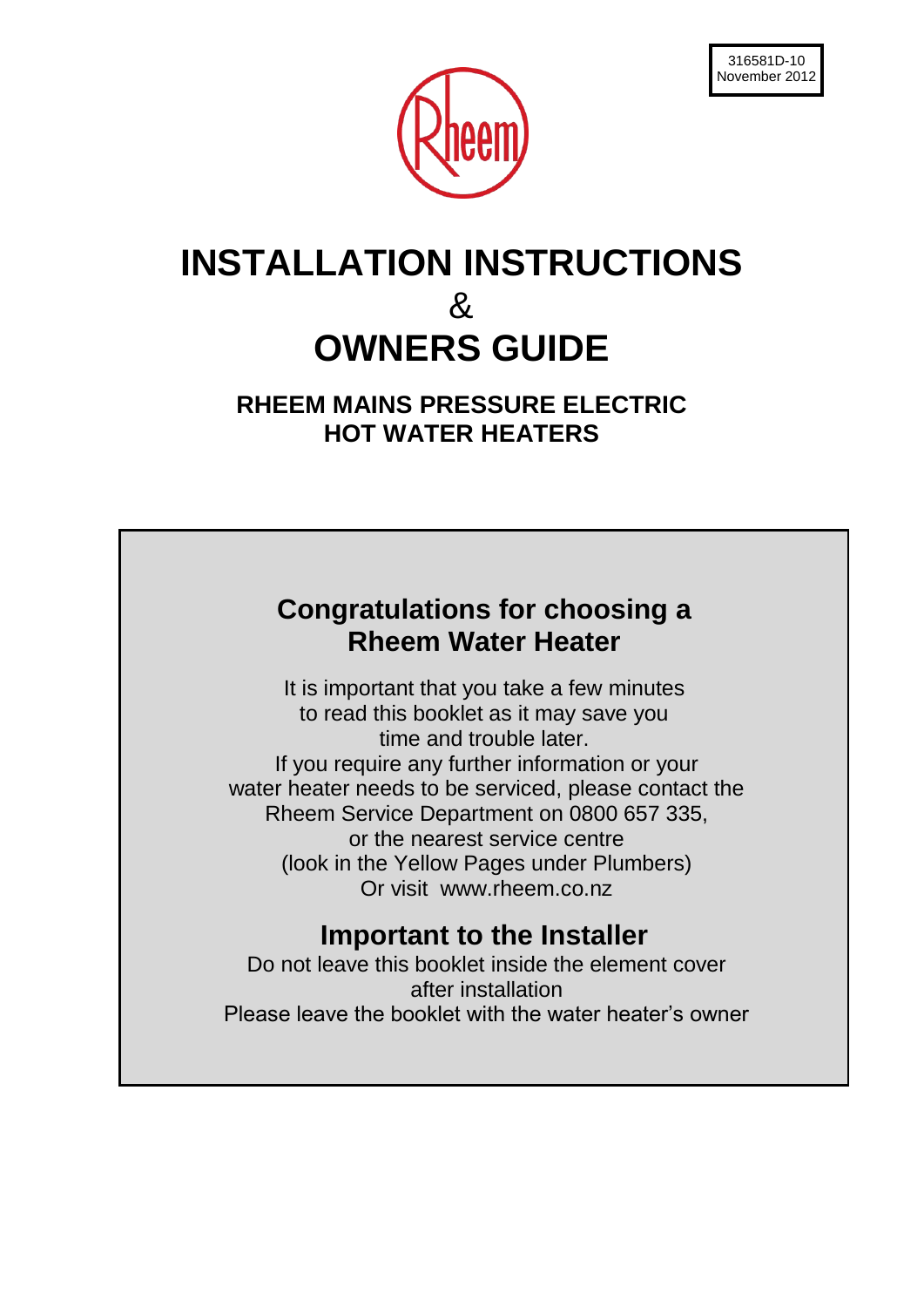316581D-10
November 2012

Rheem

# INSTALLATION INSTRUCTIONS
&
# OWNERS GUIDE

## RHEEM MAINS PRESSURE ELECTRIC HOT WATER HEATERS

## Congratulations for choosing a Rheem Water Heater

It is important that you take a few minutes to read this booklet as it may save you time and trouble later.
If you require any further information or your water heater needs to be serviced, please contact the Rheem Service Department on 0800 657 335, or the nearest service centre (look in the Yellow Pages under Plumbers)
Or visit www.rheem.co.nz

## Important to the Installer

Do not leave this booklet inside the element cover after installation
Please leave the booklet with the water heater's owner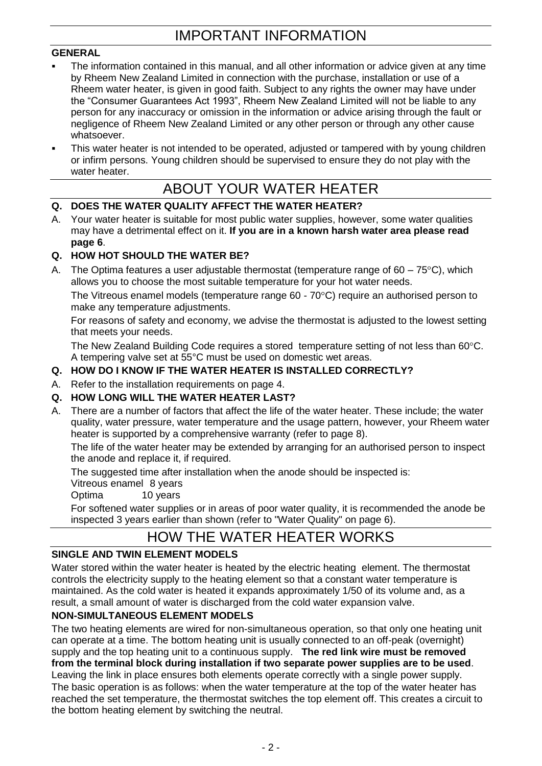# IMPORTANT INFORMATION

**GENERAL**

- The information contained in this manual, and all other information or advice given at any time by Rheem New Zealand Limited in connection with the purchase, installation or use of a Rheem water heater, is given in good faith. Subject to any rights the owner may have under the "Consumer Guarantees Act 1993", Rheem New Zealand Limited will not be liable to any person for any inaccuracy or omission in the information or advice arising through the fault or negligence of Rheem New Zealand Limited or any other person or through any other cause whatsoever.
- This water heater is not intended to be operated, adjusted or tampered with by young children or infirm persons. Young children should be supervised to ensure they do not play with the water heater.

# ABOUT YOUR WATER HEATER

**Q. DOES THE WATER QUALITY AFFECT THE WATER HEATER?**

A. Your water heater is suitable for most public water supplies, however, some water qualities may have a detrimental effect on it. **If you are in a known harsh water area please read page 6**.

**Q. HOW HOT SHOULD THE WATER BE?**

A. The Optima features a user adjustable thermostat (temperature range of 60 – 75°C), which allows you to choose the most suitable temperature for your hot water needs.

The Vitreous enamel models (temperature range 60 - 70°C) require an authorised person to make any temperature adjustments.

For reasons of safety and economy, we advise the thermostat is adjusted to the lowest setting that meets your needs.

The New Zealand Building Code requires a stored temperature setting of not less than 60°C. A tempering valve set at 55°C must be used on domestic wet areas.

**Q. HOW DO I KNOW IF THE WATER HEATER IS INSTALLED CORRECTLY?**

A. Refer to the installation requirements on page 4.

**Q. HOW LONG WILL THE WATER HEATER LAST?**

A. There are a number of factors that affect the life of the water heater. These include; the water quality, water pressure, water temperature and the usage pattern, however, your Rheem water heater is supported by a comprehensive warranty (refer to page 8).

The life of the water heater may be extended by arranging for an authorised person to inspect the anode and replace it, if required.

The suggested time after installation when the anode should be inspected is:

Vitreous enamel 8 years
Optima 10 years

For softened water supplies or in areas of poor water quality, it is recommended the anode be inspected 3 years earlier than shown (refer to "Water Quality" on page 6).

# HOW THE WATER HEATER WORKS

**SINGLE AND TWIN ELEMENT MODELS**

Water stored within the water heater is heated by the electric heating element. The thermostat controls the electricity supply to the heating element so that a constant water temperature is maintained. As the cold water is heated it expands approximately 1/50 of its volume and, as a result, a small amount of water is discharged from the cold water expansion valve.

**NON-SIMULTANEOUS ELEMENT MODELS**

The two heating elements are wired for non-simultaneous operation, so that only one heating unit can operate at a time. The bottom heating unit is usually connected to an off-peak (overnight) supply and the top heating unit to a continuous supply. **The red link wire must be removed from the terminal block during installation if two separate power supplies are to be used**. Leaving the link in place ensures both elements operate correctly with a single power supply.

The basic operation is as follows: when the water temperature at the top of the water heater has reached the set temperature, the thermostat switches the top element off. This creates a circuit to the bottom heating element by switching the neutral.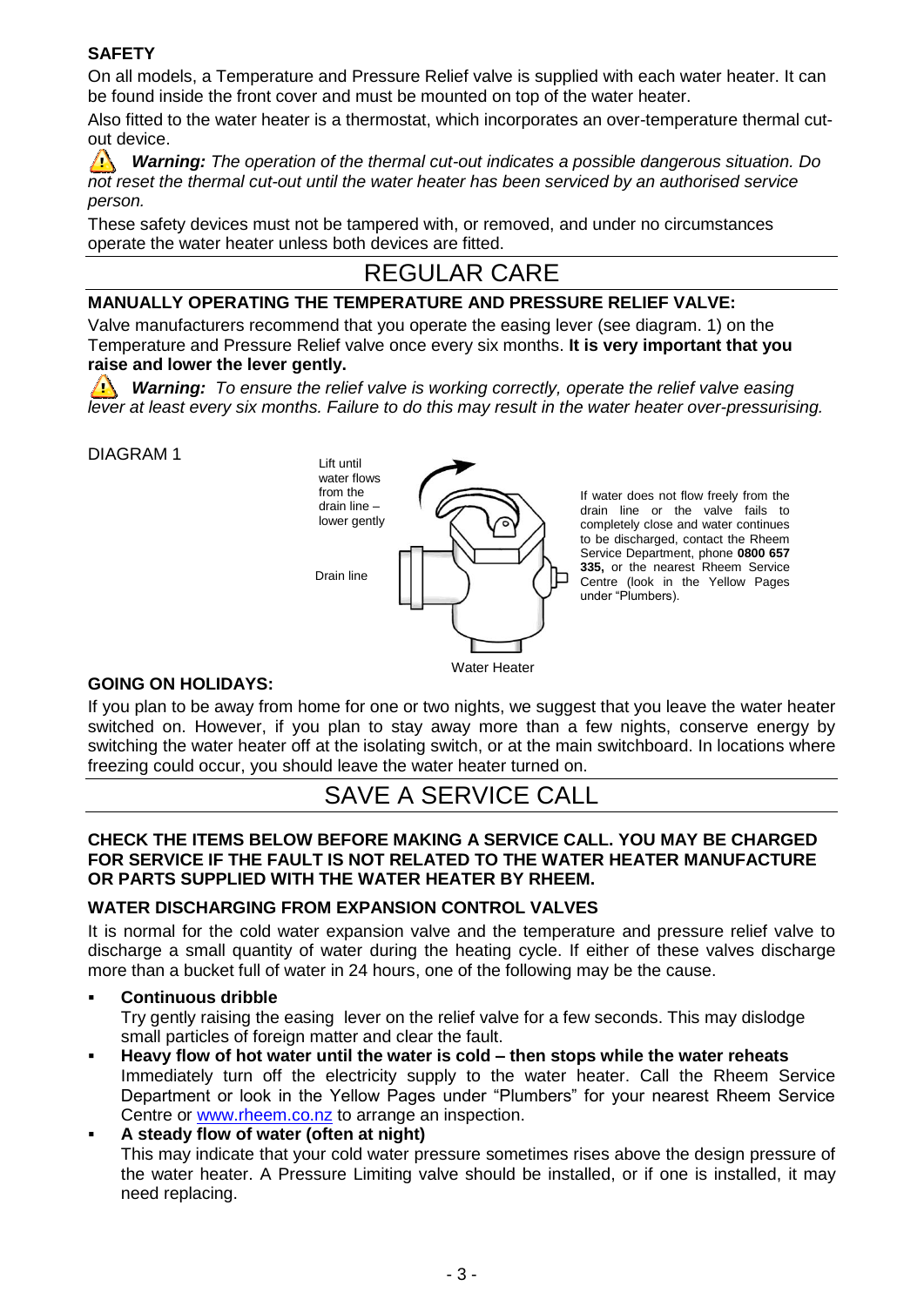**SAFETY**

On all models, a Temperature and Pressure Relief valve is supplied with each water heater. It can be found inside the front cover and must be mounted on top of the water heater.

Also fitted to the water heater is a thermostat, which incorporates an over-temperature thermal cut-out device.

⚠ ***Warning:*** *The operation of the thermal cut-out indicates a possible dangerous situation. Do not reset the thermal cut-out until the water heater has been serviced by an authorised service person.*

These safety devices must not be tampered with, or removed, and under no circumstances operate the water heater unless both devices are fitted.

# REGULAR CARE

**MANUALLY OPERATING THE TEMPERATURE AND PRESSURE RELIEF VALVE:**

Valve manufacturers recommend that you operate the easing lever (see diagram. 1) on the Temperature and Pressure Relief valve once every six months. **It is very important that you raise and lower the lever gently.**

⚠ ***Warning:*** *To ensure the relief valve is working correctly, operate the relief valve easing lever at least every six months. Failure to do this may result in the water heater over-pressurising.*

DIAGRAM 1

Lift until water flows from the drain line – lower gently

Drain line

Water Heater

If water does not flow freely from the drain line or the valve fails to completely close and water continues to be discharged, contact the Rheem Service Department, phone **0800 657 335,** or the nearest Rheem Service Centre (look in the Yellow Pages under "Plumbers).

**GOING ON HOLIDAYS:**

If you plan to be away from home for one or two nights, we suggest that you leave the water heater switched on. However, if you plan to stay away more than a few nights, conserve energy by switching the water heater off at the isolating switch, or at the main switchboard. In locations where freezing could occur, you should leave the water heater turned on.

# SAVE A SERVICE CALL

**CHECK THE ITEMS BELOW BEFORE MAKING A SERVICE CALL. YOU MAY BE CHARGED FOR SERVICE IF THE FAULT IS NOT RELATED TO THE WATER HEATER MANUFACTURE OR PARTS SUPPLIED WITH THE WATER HEATER BY RHEEM.**

**WATER DISCHARGING FROM EXPANSION CONTROL VALVES**

It is normal for the cold water expansion valve and the temperature and pressure relief valve to discharge a small quantity of water during the heating cycle. If either of these valves discharge more than a bucket full of water in 24 hours, one of the following may be the cause.

- **Continuous dribble**
  Try gently raising the easing lever on the relief valve for a few seconds. This may dislodge small particles of foreign matter and clear the fault.
- **Heavy flow of hot water until the water is cold – then stops while the water reheats**
  Immediately turn off the electricity supply to the water heater. Call the Rheem Service Department or look in the Yellow Pages under "Plumbers" for your nearest Rheem Service Centre or www.rheem.co.nz to arrange an inspection.
- **A steady flow of water (often at night)**
  This may indicate that your cold water pressure sometimes rises above the design pressure of the water heater. A Pressure Limiting valve should be installed, or if one is installed, it may need replacing.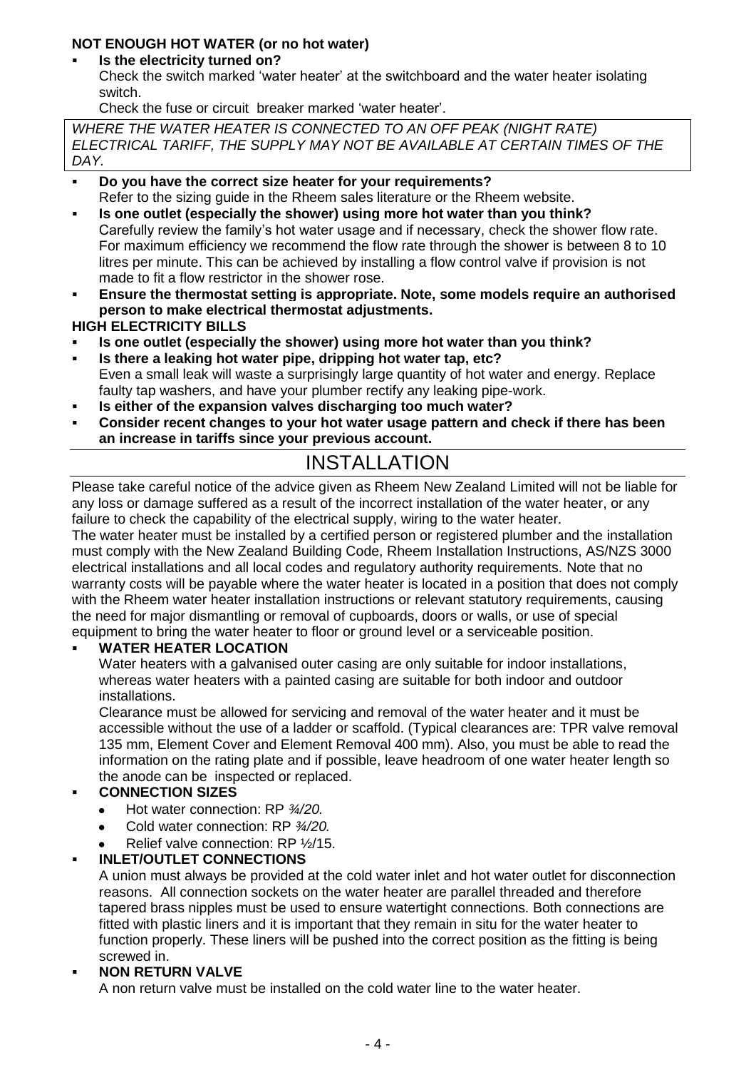**NOT ENOUGH HOT WATER (or no hot water)**

- **Is the electricity turned on?**
  Check the switch marked 'water heater' at the switchboard and the water heater isolating switch.
  Check the fuse or circuit breaker marked 'water heater'.

*WHERE THE WATER HEATER IS CONNECTED TO AN OFF PEAK (NIGHT RATE) ELECTRICAL TARIFF, THE SUPPLY MAY NOT BE AVAILABLE AT CERTAIN TIMES OF THE DAY.*

- **Do you have the correct size heater for your requirements?**
  Refer to the sizing guide in the Rheem sales literature or the Rheem website.
- **Is one outlet (especially the shower) using more hot water than you think?**
  Carefully review the family's hot water usage and if necessary, check the shower flow rate. For maximum efficiency we recommend the flow rate through the shower is between 8 to 10 litres per minute. This can be achieved by installing a flow control valve if provision is not made to fit a flow restrictor in the shower rose.
- **Ensure the thermostat setting is appropriate. Note, some models require an authorised person to make electrical thermostat adjustments.**

**HIGH ELECTRICITY BILLS**

- **Is one outlet (especially the shower) using more hot water than you think?**
- **Is there a leaking hot water pipe, dripping hot water tap, etc?**
  Even a small leak will waste a surprisingly large quantity of hot water and energy. Replace faulty tap washers, and have your plumber rectify any leaking pipe-work.
- **Is either of the expansion valves discharging too much water?**
- **Consider recent changes to your hot water usage pattern and check if there has been an increase in tariffs since your previous account.**

# INSTALLATION

Please take careful notice of the advice given as Rheem New Zealand Limited will not be liable for any loss or damage suffered as a result of the incorrect installation of the water heater, or any failure to check the capability of the electrical supply, wiring to the water heater.

The water heater must be installed by a certified person or registered plumber and the installation must comply with the New Zealand Building Code, Rheem Installation Instructions, AS/NZS 3000 electrical installations and all local codes and regulatory authority requirements. Note that no warranty costs will be payable where the water heater is located in a position that does not comply with the Rheem water heater installation instructions or relevant statutory requirements, causing the need for major dismantling or removal of cupboards, doors or walls, or use of special equipment to bring the water heater to floor or ground level or a serviceable position.

- **WATER HEATER LOCATION**
  Water heaters with a galvanised outer casing are only suitable for indoor installations, whereas water heaters with a painted casing are suitable for both indoor and outdoor installations.
  Clearance must be allowed for servicing and removal of the water heater and it must be accessible without the use of a ladder or scaffold. (Typical clearances are: TPR valve removal 135 mm, Element Cover and Element Removal 400 mm). Also, you must be able to read the information on the rating plate and if possible, leave headroom of one water heater length so the anode can be inspected or replaced.
- **CONNECTION SIZES**
  - Hot water connection: RP *¾/20.*
  - Cold water connection: RP *¾/20.*
  - Relief valve connection: RP ½/15.
- **INLET/OUTLET CONNECTIONS**
  A union must always be provided at the cold water inlet and hot water outlet for disconnection reasons. All connection sockets on the water heater are parallel threaded and therefore tapered brass nipples must be used to ensure watertight connections. Both connections are fitted with plastic liners and it is important that they remain in situ for the water heater to function properly. These liners will be pushed into the correct position as the fitting is being screwed in.
- **NON RETURN VALVE**
  A non return valve must be installed on the cold water line to the water heater.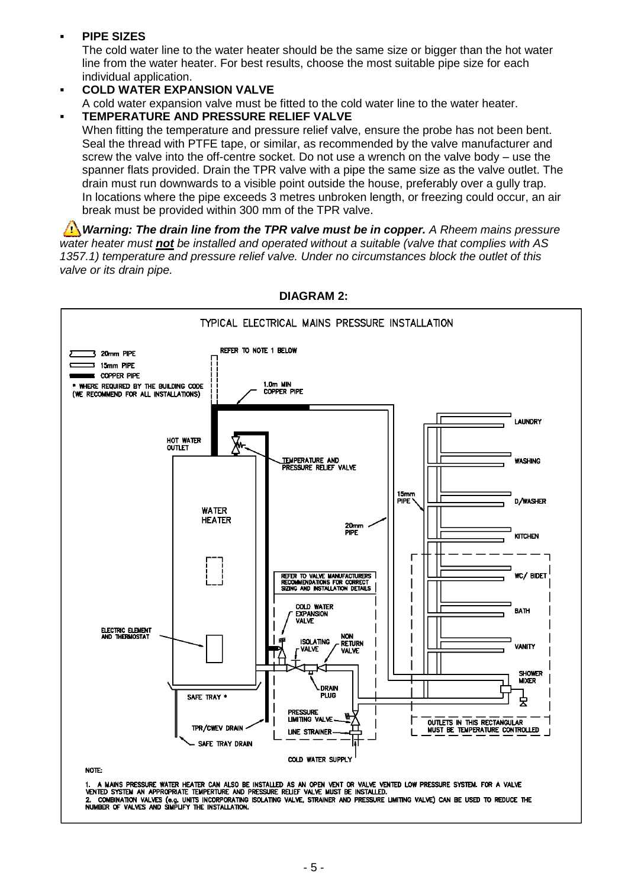- **PIPE SIZES**

  The cold water line to the water heater should be the same size or bigger than the hot water line from the water heater. For best results, choose the most suitable pipe size for each individual application.

- **COLD WATER EXPANSION VALVE**

  A cold water expansion valve must be fitted to the cold water line to the water heater.

- **TEMPERATURE AND PRESSURE RELIEF VALVE**

  When fitting the temperature and pressure relief valve, ensure the probe has not been bent. Seal the thread with PTFE tape, or similar, as recommended by the valve manufacturer and screw the valve into the off-centre socket. Do not use a wrench on the valve body – use the spanner flats provided. Drain the TPR valve with a pipe the same size as the valve outlet. The drain must run downwards to a visible point outside the house, preferably over a gully trap. In locations where the pipe exceeds 3 metres unbroken length, or freezing could occur, an air break must be provided within 300 mm of the TPR valve.

⚠ ***Warning: The drain line from the TPR valve must be in copper.*** *A Rheem mains pressure water heater must **not** be installed and operated without a suitable (valve that complies with AS 1357.1) temperature and pressure relief valve. Under no circumstances block the outlet of this valve or its drain pipe.*

**DIAGRAM 2:**

TYPICAL ELECTRICAL MAINS PRESSURE INSTALLATION

- 20mm PIPE
- 15mm PIPE
- COPPER PIPE
- \* WHERE REQUIRED BY THE BUILDING CODE (WE RECOMMEND FOR ALL INSTALLATIONS)

REFER TO NOTE 1 BELOW

1.0m MIN COPPER PIPE

HOT WATER OUTLET

TEMPERATURE AND PRESSURE RELIEF VALVE

WATER HEATER

15mm PIPE

20mm PIPE

LAUNDRY

WASHING

D/WASHER

KITCHEN

WC/ BIDET

BATH

VANITY

SHOWER MIXER

REFER TO VALVE MANUFACTURERS RECOMMENDATIONS FOR CORRECT SIZING AND INSTALLATION DETAILS

COLD WATER EXPANSION VALVE

ISOLATING VALVE

NON RETURN VALVE

ELECTRIC ELEMENT AND THERMOSTAT

DRAIN PLUG

SAFE TRAY \*

PRESSURE LIMITING VALVE

TPR/CWEV DRAIN

LINE STRAINER

SAFE TRAY DRAIN

COLD WATER SUPPLY

OUTLETS IN THIS RECTANGULAR MUST BE TEMPERATURE CONTROLLED

NOTE:

1. A MAINS PRESSURE WATER HEATER CAN ALSO BE INSTALLED AS AN OPEN VENT OR VALVE VENTED LOW PRESSURE SYSTEM. FOR A VALVE VENTED SYSTEM AN APPROPRIATE TEMPERTURE AND PRESSURE RELIEF VALVE MUST BE INSTALLED.
2. COMBINATION VALVES (e.g. UNITS INCORPORATING ISOLATING VALVE, STRAINER AND PRESSURE LIMITING VALVE) CAN BE USED TO REDUCE THE NUMBER OF VALVES AND SIMPLIFY THE INSTALLATION.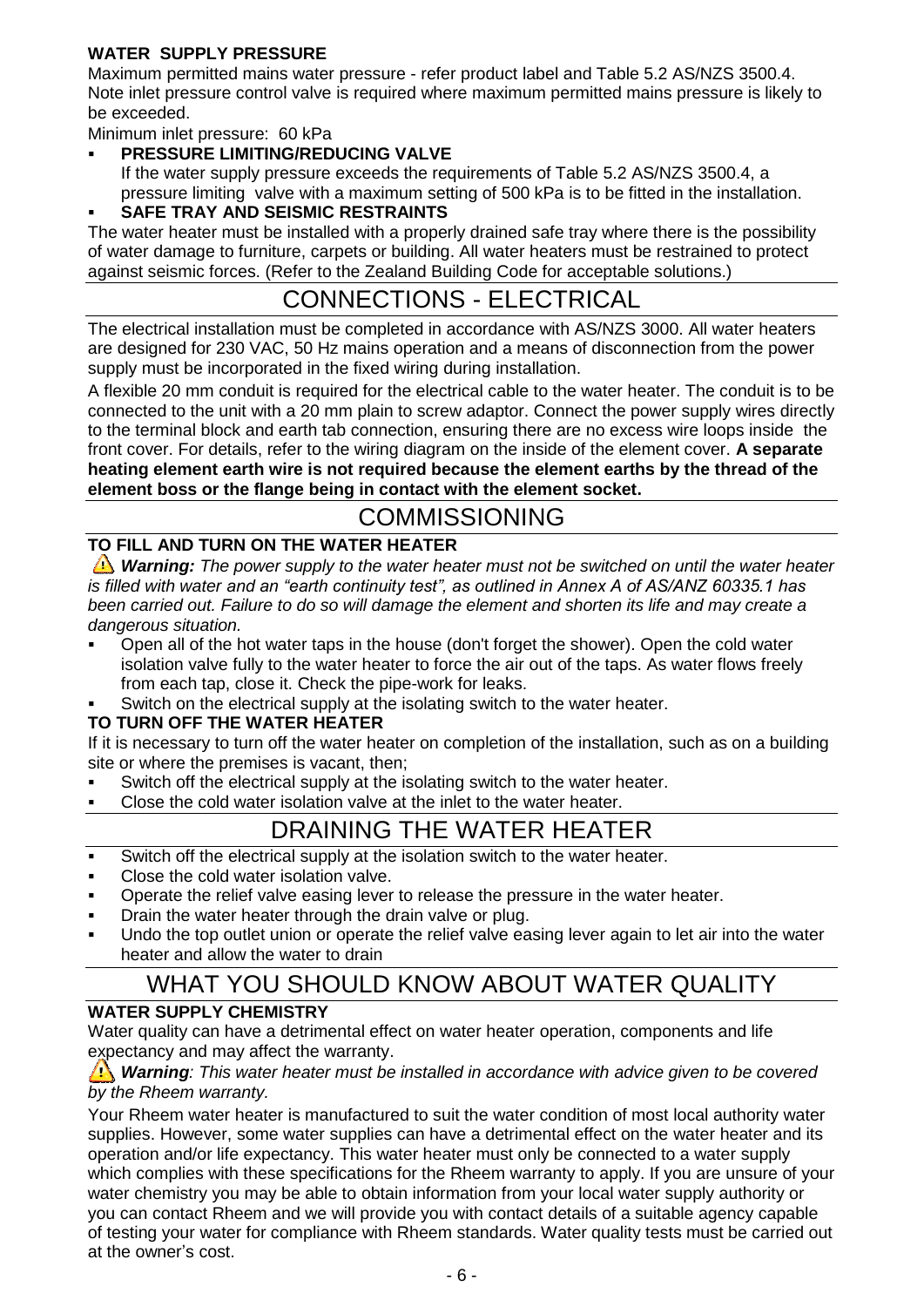### WATER SUPPLY PRESSURE

Maximum permitted mains water pressure - refer product label and Table 5.2 AS/NZS 3500.4. Note inlet pressure control valve is required where maximum permitted mains pressure is likely to be exceeded.

Minimum inlet pressure: 60 kPa

- **PRESSURE LIMITING/REDUCING VALVE**
  If the water supply pressure exceeds the requirements of Table 5.2 AS/NZS 3500.4, a pressure limiting valve with a maximum setting of 500 kPa is to be fitted in the installation.
- **SAFE TRAY AND SEISMIC RESTRAINTS**

The water heater must be installed with a properly drained safe tray where there is the possibility of water damage to furniture, carpets or building. All water heaters must be restrained to protect against seismic forces. (Refer to the Zealand Building Code for acceptable solutions.)

## CONNECTIONS - ELECTRICAL

The electrical installation must be completed in accordance with AS/NZS 3000. All water heaters are designed for 230 VAC, 50 Hz mains operation and a means of disconnection from the power supply must be incorporated in the fixed wiring during installation.

A flexible 20 mm conduit is required for the electrical cable to the water heater. The conduit is to be connected to the unit with a 20 mm plain to screw adaptor. Connect the power supply wires directly to the terminal block and earth tab connection, ensuring there are no excess wire loops inside the front cover. For details, refer to the wiring diagram on the inside of the element cover. **A separate heating element earth wire is not required because the element earths by the thread of the element boss or the flange being in contact with the element socket.**

## COMMISSIONING

### TO FILL AND TURN ON THE WATER HEATER

⚠ ***Warning:*** *The power supply to the water heater must not be switched on until the water heater is filled with water and an "earth continuity test", as outlined in Annex A of AS/ANZ 60335.1 has been carried out. Failure to do so will damage the element and shorten its life and may create a dangerous situation.*

- Open all of the hot water taps in the house (don't forget the shower). Open the cold water isolation valve fully to the water heater to force the air out of the taps. As water flows freely from each tap, close it. Check the pipe-work for leaks.
- Switch on the electrical supply at the isolating switch to the water heater.

### TO TURN OFF THE WATER HEATER

If it is necessary to turn off the water heater on completion of the installation, such as on a building site or where the premises is vacant, then;

- Switch off the electrical supply at the isolating switch to the water heater.
- Close the cold water isolation valve at the inlet to the water heater.

## DRAINING THE WATER HEATER

- Switch off the electrical supply at the isolation switch to the water heater.
- Close the cold water isolation valve.
- Operate the relief valve easing lever to release the pressure in the water heater.
- Drain the water heater through the drain valve or plug.
- Undo the top outlet union or operate the relief valve easing lever again to let air into the water heater and allow the water to drain

## WHAT YOU SHOULD KNOW ABOUT WATER QUALITY

### WATER SUPPLY CHEMISTRY

Water quality can have a detrimental effect on water heater operation, components and life expectancy and may affect the warranty.

⚠ ***Warning****: This water heater must be installed in accordance with advice given to be covered by the Rheem warranty.*

Your Rheem water heater is manufactured to suit the water condition of most local authority water supplies. However, some water supplies can have a detrimental effect on the water heater and its operation and/or life expectancy. This water heater must only be connected to a water supply which complies with these specifications for the Rheem warranty to apply. If you are unsure of your water chemistry you may be able to obtain information from your local water supply authority or you can contact Rheem and we will provide you with contact details of a suitable agency capable of testing your water for compliance with Rheem standards. Water quality tests must be carried out at the owner's cost.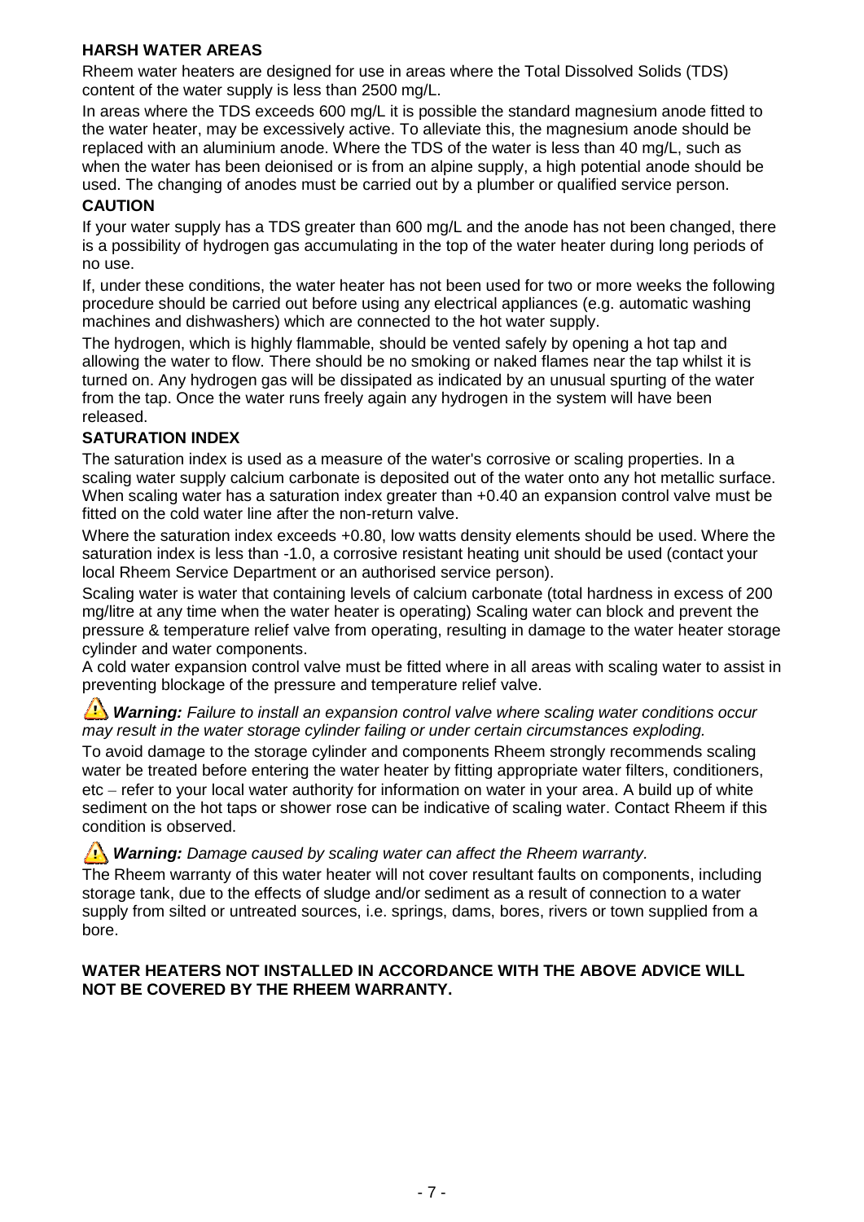## HARSH WATER AREAS

Rheem water heaters are designed for use in areas where the Total Dissolved Solids (TDS) content of the water supply is less than 2500 mg/L.

In areas where the TDS exceeds 600 mg/L it is possible the standard magnesium anode fitted to the water heater, may be excessively active. To alleviate this, the magnesium anode should be replaced with an aluminium anode. Where the TDS of the water is less than 40 mg/L, such as when the water has been deionised or is from an alpine supply, a high potential anode should be used. The changing of anodes must be carried out by a plumber or qualified service person.

### CAUTION

If your water supply has a TDS greater than 600 mg/L and the anode has not been changed, there is a possibility of hydrogen gas accumulating in the top of the water heater during long periods of no use.

If, under these conditions, the water heater has not been used for two or more weeks the following procedure should be carried out before using any electrical appliances (e.g. automatic washing machines and dishwashers) which are connected to the hot water supply.

The hydrogen, which is highly flammable, should be vented safely by opening a hot tap and allowing the water to flow. There should be no smoking or naked flames near the tap whilst it is turned on. Any hydrogen gas will be dissipated as indicated by an unusual spurting of the water from the tap. Once the water runs freely again any hydrogen in the system will have been released.

## SATURATION INDEX

The saturation index is used as a measure of the water's corrosive or scaling properties. In a scaling water supply calcium carbonate is deposited out of the water onto any hot metallic surface. When scaling water has a saturation index greater than +0.40 an expansion control valve must be fitted on the cold water line after the non-return valve.

Where the saturation index exceeds +0.80, low watts density elements should be used. Where the saturation index is less than -1.0, a corrosive resistant heating unit should be used (contact your local Rheem Service Department or an authorised service person).

Scaling water is water that containing levels of calcium carbonate (total hardness in excess of 200 mg/litre at any time when the water heater is operating) Scaling water can block and prevent the pressure & temperature relief valve from operating, resulting in damage to the water heater storage cylinder and water components.

A cold water expansion control valve must be fitted where in all areas with scaling water to assist in preventing blockage of the pressure and temperature relief valve.

⚠ ***Warning:*** *Failure to install an expansion control valve where scaling water conditions occur may result in the water storage cylinder failing or under certain circumstances exploding.*

To avoid damage to the storage cylinder and components Rheem strongly recommends scaling water be treated before entering the water heater by fitting appropriate water filters, conditioners, etc – refer to your local water authority for information on water in your area. A build up of white sediment on the hot taps or shower rose can be indicative of scaling water. Contact Rheem if this condition is observed.

⚠ ***Warning:*** *Damage caused by scaling water can affect the Rheem warranty.*

The Rheem warranty of this water heater will not cover resultant faults on components, including storage tank, due to the effects of sludge and/or sediment as a result of connection to a water supply from silted or untreated sources, i.e. springs, dams, bores, rivers or town supplied from a bore.

**WATER HEATERS NOT INSTALLED IN ACCORDANCE WITH THE ABOVE ADVICE WILL NOT BE COVERED BY THE RHEEM WARRANTY.**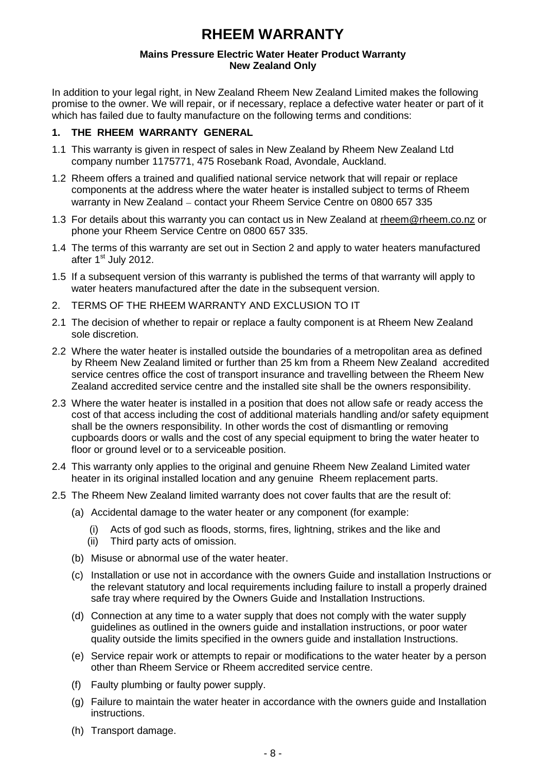# RHEEM WARRANTY

**Mains Pressure Electric Water Heater Product Warranty**
**New Zealand Only**

In addition to your legal right, in New Zealand Rheem New Zealand Limited makes the following promise to the owner. We will repair, or if necessary, replace a defective water heater or part of it which has failed due to faulty manufacture on the following terms and conditions:

## 1. THE RHEEM WARRANTY GENERAL

1.1 This warranty is given in respect of sales in New Zealand by Rheem New Zealand Ltd company number 1175771, 475 Rosebank Road, Avondale, Auckland.

1.2 Rheem offers a trained and qualified national service network that will repair or replace components at the address where the water heater is installed subject to terms of Rheem warranty in New Zealand – contact your Rheem Service Centre on 0800 657 335

1.3 For details about this warranty you can contact us in New Zealand at rheem@rheem.co.nz or phone your Rheem Service Centre on 0800 657 335.

1.4 The terms of this warranty are set out in Section 2 and apply to water heaters manufactured after 1st July 2012.

1.5 If a subsequent version of this warranty is published the terms of that warranty will apply to water heaters manufactured after the date in the subsequent version.

## 2. TERMS OF THE RHEEM WARRANTY AND EXCLUSION TO IT

2.1 The decision of whether to repair or replace a faulty component is at Rheem New Zealand sole discretion.

2.2 Where the water heater is installed outside the boundaries of a metropolitan area as defined by Rheem New Zealand limited or further than 25 km from a Rheem New Zealand accredited service centres office the cost of transport insurance and travelling between the Rheem New Zealand accredited service centre and the installed site shall be the owners responsibility.

2.3 Where the water heater is installed in a position that does not allow safe or ready access the cost of that access including the cost of additional materials handling and/or safety equipment shall be the owners responsibility. In other words the cost of dismantling or removing cupboards doors or walls and the cost of any special equipment to bring the water heater to floor or ground level or to a serviceable position.

2.4 This warranty only applies to the original and genuine Rheem New Zealand Limited water heater in its original installed location and any genuine Rheem replacement parts.

2.5 The Rheem New Zealand limited warranty does not cover faults that are the result of:

(a) Accidental damage to the water heater or any component (for example:

  (i) Acts of god such as floods, storms, fires, lightning, strikes and the like and
  (ii) Third party acts of omission.

(b) Misuse or abnormal use of the water heater.

(c) Installation or use not in accordance with the owners Guide and installation Instructions or the relevant statutory and local requirements including failure to install a properly drained safe tray where required by the Owners Guide and Installation Instructions.

(d) Connection at any time to a water supply that does not comply with the water supply guidelines as outlined in the owners guide and installation instructions, or poor water quality outside the limits specified in the owners guide and installation Instructions.

(e) Service repair work or attempts to repair or modifications to the water heater by a person other than Rheem Service or Rheem accredited service centre.

(f) Faulty plumbing or faulty power supply.

(g) Failure to maintain the water heater in accordance with the owners guide and Installation instructions.

(h) Transport damage.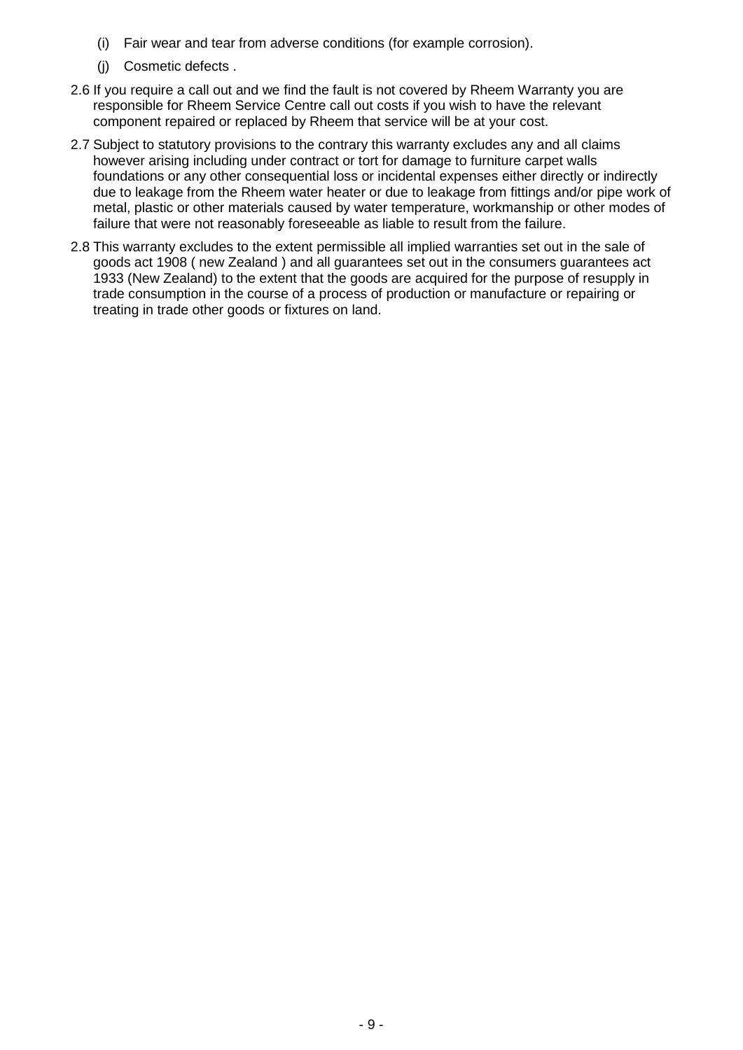(i) Fair wear and tear from adverse conditions (for example corrosion).

(j) Cosmetic defects .

2.6 If you require a call out and we find the fault is not covered by Rheem Warranty you are responsible for Rheem Service Centre call out costs if you wish to have the relevant component repaired or replaced by Rheem that service will be at your cost.

2.7 Subject to statutory provisions to the contrary this warranty excludes any and all claims however arising including under contract or tort for damage to furniture carpet walls foundations or any other consequential loss or incidental expenses either directly or indirectly due to leakage from the Rheem water heater or due to leakage from fittings and/or pipe work of metal, plastic or other materials caused by water temperature, workmanship or other modes of failure that were not reasonably foreseeable as liable to result from the failure.

2.8 This warranty excludes to the extent permissible all implied warranties set out in the sale of goods act 1908 ( new Zealand ) and all guarantees set out in the consumers guarantees act 1933 (New Zealand) to the extent that the goods are acquired for the purpose of resupply in trade consumption in the course of a process of production or manufacture or repairing or treating in trade other goods or fixtures on land.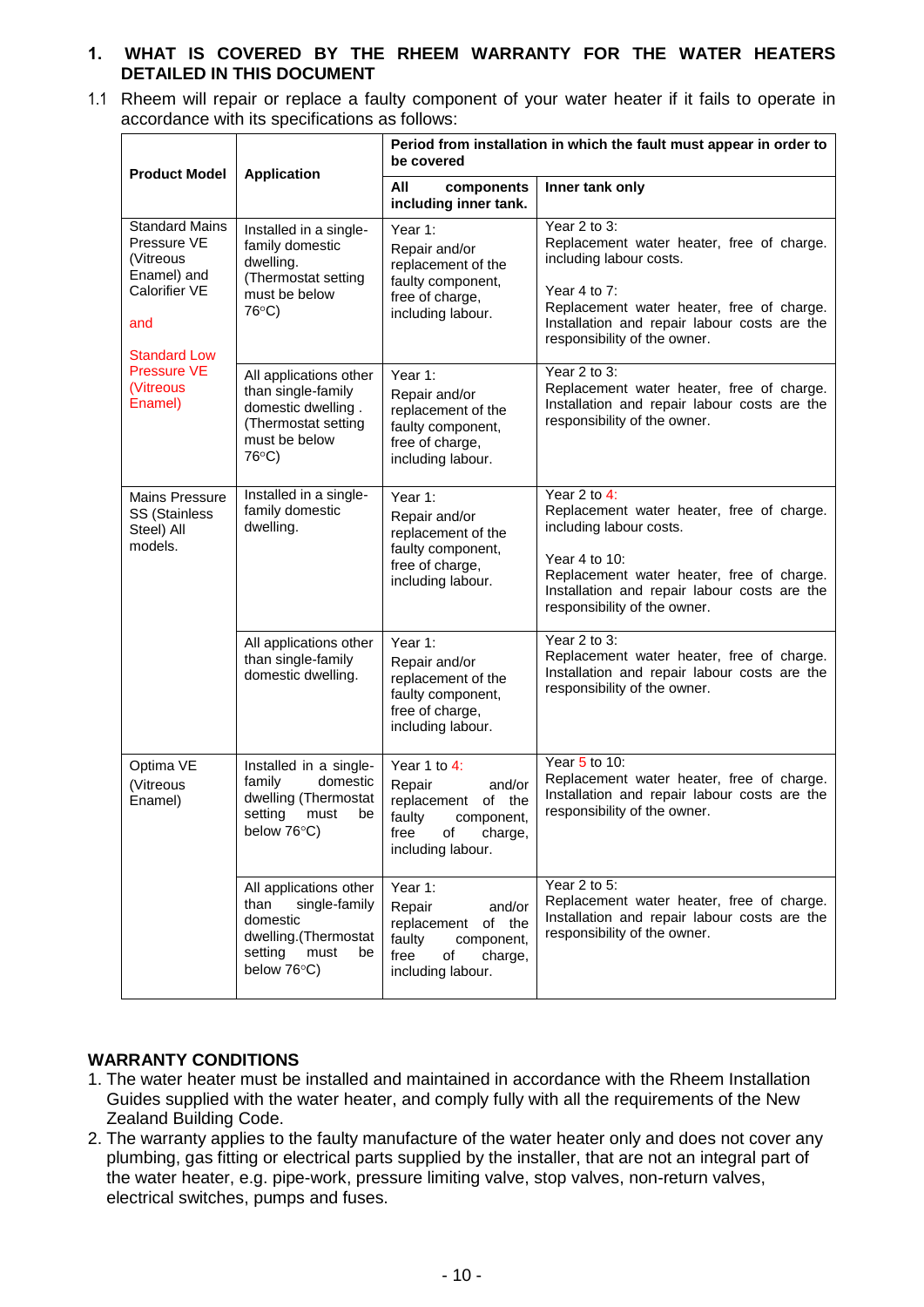## 1. WHAT IS COVERED BY THE RHEEM WARRANTY FOR THE WATER HEATERS DETAILED IN THIS DOCUMENT

1.1 Rheem will repair or replace a faulty component of your water heater if it fails to operate in accordance with its specifications as follows:

| Product Model | Application | Period from installation in which the fault must appear in order to be covered | |
|---|---|---|---|
| | | All components including inner tank. | Inner tank only |
| Standard Mains Pressure VE (Vitreous Enamel) and Calorifier VE and Standard Low Pressure VE (Vitreous Enamel) | Installed in a single-family domestic dwelling. (Thermostat setting must be below 76°C) | Year 1: Repair and/or replacement of the faulty component, free of charge, including labour. | Year 2 to 3: Replacement water heater, free of charge. including labour costs. Year 4 to 7: Replacement water heater, free of charge. Installation and repair labour costs are the responsibility of the owner. |
| | All applications other than single-family domestic dwelling . (Thermostat setting must be below 76°C) | Year 1: Repair and/or replacement of the faulty component, free of charge, including labour. | Year 2 to 3: Replacement water heater, free of charge. Installation and repair labour costs are the responsibility of the owner. |
| Mains Pressure SS (Stainless Steel) All models. | Installed in a single-family domestic dwelling. | Year 1: Repair and/or replacement of the faulty component, free of charge, including labour. | Year 2 to 4: Replacement water heater, free of charge. including labour costs. Year 4 to 10: Replacement water heater, free of charge. Installation and repair labour costs are the responsibility of the owner. |
| | All applications other than single-family domestic dwelling. | Year 1: Repair and/or replacement of the faulty component, free of charge, including labour. | Year 2 to 3: Replacement water heater, free of charge. Installation and repair labour costs are the responsibility of the owner. |
| Optima VE (Vitreous Enamel) | Installed in a single-family domestic dwelling (Thermostat setting must be below 76°C) | Year 1 to 4: Repair and/or replacement of the faulty component, free of charge, including labour. | Year 5 to 10: Replacement water heater, free of charge. Installation and repair labour costs are the responsibility of the owner. |
| | All applications other than single-family domestic dwelling.(Thermostat setting must be below 76°C) | Year 1: Repair and/or replacement of the faulty component, free of charge, including labour. | Year 2 to 5: Replacement water heater, free of charge. Installation and repair labour costs are the responsibility of the owner. |

**WARRANTY CONDITIONS**

1. The water heater must be installed and maintained in accordance with the Rheem Installation Guides supplied with the water heater, and comply fully with all the requirements of the New Zealand Building Code.
2. The warranty applies to the faulty manufacture of the water heater only and does not cover any plumbing, gas fitting or electrical parts supplied by the installer, that are not an integral part of the water heater, e.g. pipe-work, pressure limiting valve, stop valves, non-return valves, electrical switches, pumps and fuses.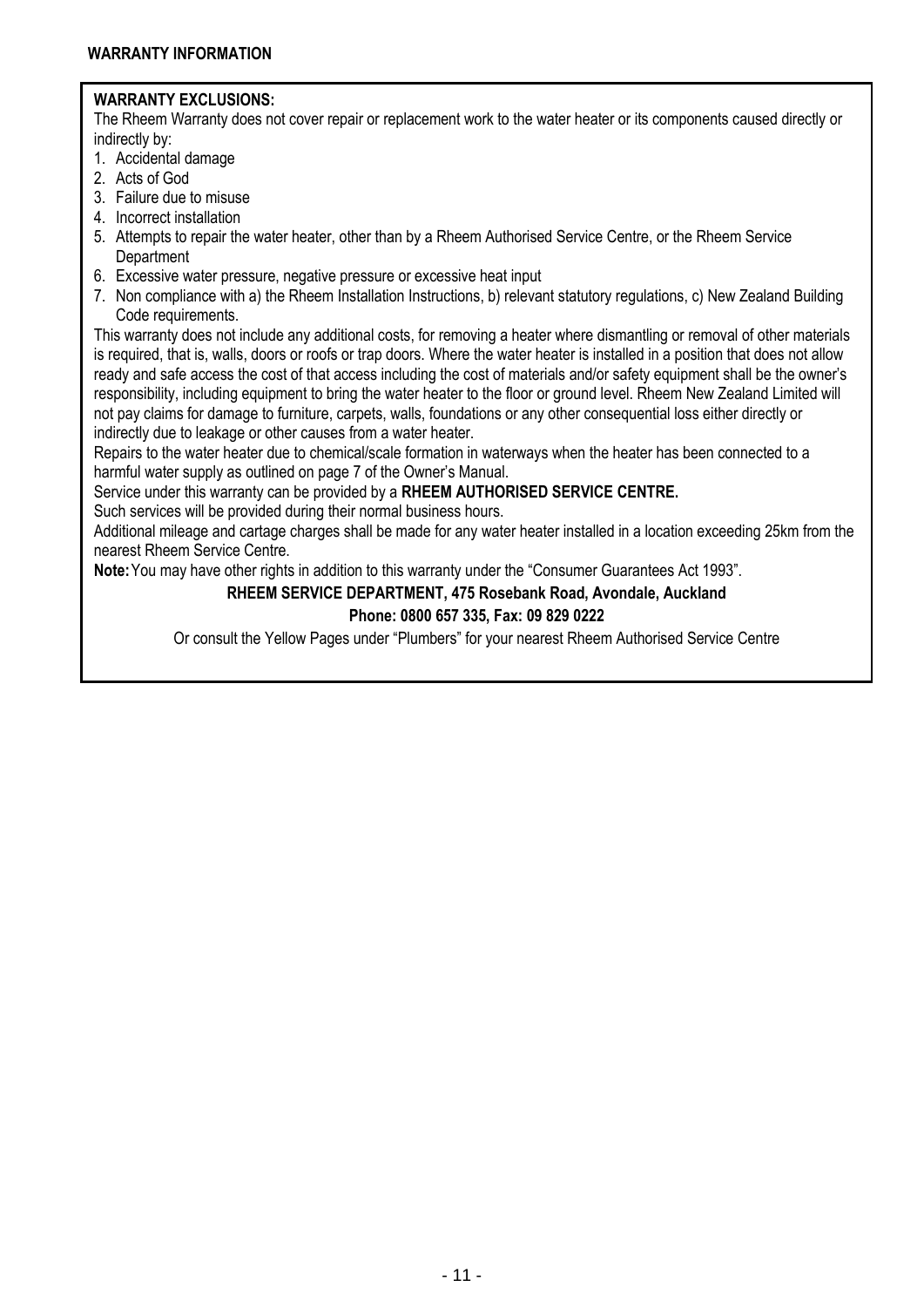## WARRANTY INFORMATION

**WARRANTY EXCLUSIONS:**

The Rheem Warranty does not cover repair or replacement work to the water heater or its components caused directly or indirectly by:

1. Accidental damage
2. Acts of God
3. Failure due to misuse
4. Incorrect installation
5. Attempts to repair the water heater, other than by a Rheem Authorised Service Centre, or the Rheem Service Department
6. Excessive water pressure, negative pressure or excessive heat input
7. Non compliance with a) the Rheem Installation Instructions, b) relevant statutory regulations, c) New Zealand Building Code requirements.

This warranty does not include any additional costs, for removing a heater where dismantling or removal of other materials is required, that is, walls, doors or roofs or trap doors. Where the water heater is installed in a position that does not allow ready and safe access the cost of that access including the cost of materials and/or safety equipment shall be the owner's responsibility, including equipment to bring the water heater to the floor or ground level. Rheem New Zealand Limited will not pay claims for damage to furniture, carpets, walls, foundations or any other consequential loss either directly or indirectly due to leakage or other causes from a water heater.

Repairs to the water heater due to chemical/scale formation in waterways when the heater has been connected to a harmful water supply as outlined on page 7 of the Owner's Manual.

Service under this warranty can be provided by a **RHEEM AUTHORISED SERVICE CENTRE.**

Such services will be provided during their normal business hours.

Additional mileage and cartage charges shall be made for any water heater installed in a location exceeding 25km from the nearest Rheem Service Centre.

**Note:** You may have other rights in addition to this warranty under the "Consumer Guarantees Act 1993".

**RHEEM SERVICE DEPARTMENT, 475 Rosebank Road, Avondale, Auckland**

**Phone: 0800 657 335, Fax: 09 829 0222**

Or consult the Yellow Pages under "Plumbers" for your nearest Rheem Authorised Service Centre